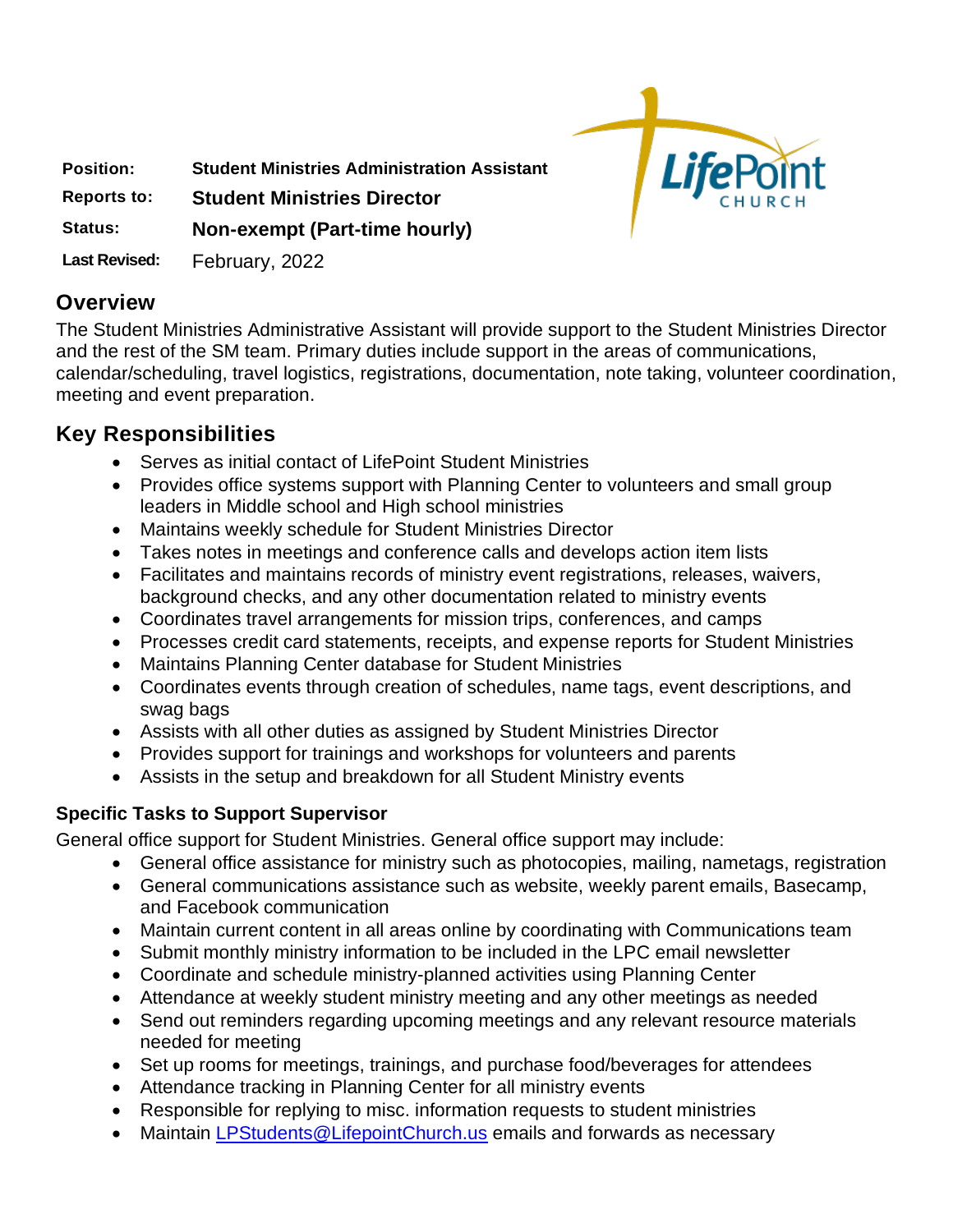| | |
|---|---|
| **Position:** | **Student Ministries Administration Assistant** |
| **Reports to:** | **Student Ministries Director** |
| **Status:** | **Non-exempt (Part-time hourly)** |
| **Last Revised:** | February, 2022 |

## Overview

The Student Ministries Administrative Assistant will provide support to the Student Ministries Director and the rest of the SM team. Primary duties include support in the areas of communications, calendar/scheduling, travel logistics, registrations, documentation, note taking, volunteer coordination, meeting and event preparation.

## Key Responsibilities

- Serves as initial contact of LifePoint Student Ministries
- Provides office systems support with Planning Center to volunteers and small group leaders in Middle school and High school ministries
- Maintains weekly schedule for Student Ministries Director
- Takes notes in meetings and conference calls and develops action item lists
- Facilitates and maintains records of ministry event registrations, releases, waivers, background checks, and any other documentation related to ministry events
- Coordinates travel arrangements for mission trips, conferences, and camps
- Processes credit card statements, receipts, and expense reports for Student Ministries
- Maintains Planning Center database for Student Ministries
- Coordinates events through creation of schedules, name tags, event descriptions, and swag bags
- Assists with all other duties as assigned by Student Ministries Director
- Provides support for trainings and workshops for volunteers and parents
- Assists in the setup and breakdown for all Student Ministry events

### Specific Tasks to Support Supervisor

General office support for Student Ministries. General office support may include:

- General office assistance for ministry such as photocopies, mailing, nametags, registration
- General communications assistance such as website, weekly parent emails, Basecamp, and Facebook communication
- Maintain current content in all areas online by coordinating with Communications team
- Submit monthly ministry information to be included in the LPC email newsletter
- Coordinate and schedule ministry-planned activities using Planning Center
- Attendance at weekly student ministry meeting and any other meetings as needed
- Send out reminders regarding upcoming meetings and any relevant resource materials needed for meeting
- Set up rooms for meetings, trainings, and purchase food/beverages for attendees
- Attendance tracking in Planning Center for all ministry events
- Responsible for replying to misc. information requests to student ministries
- Maintain LPStudents@LifepointChurch.us emails and forwards as necessary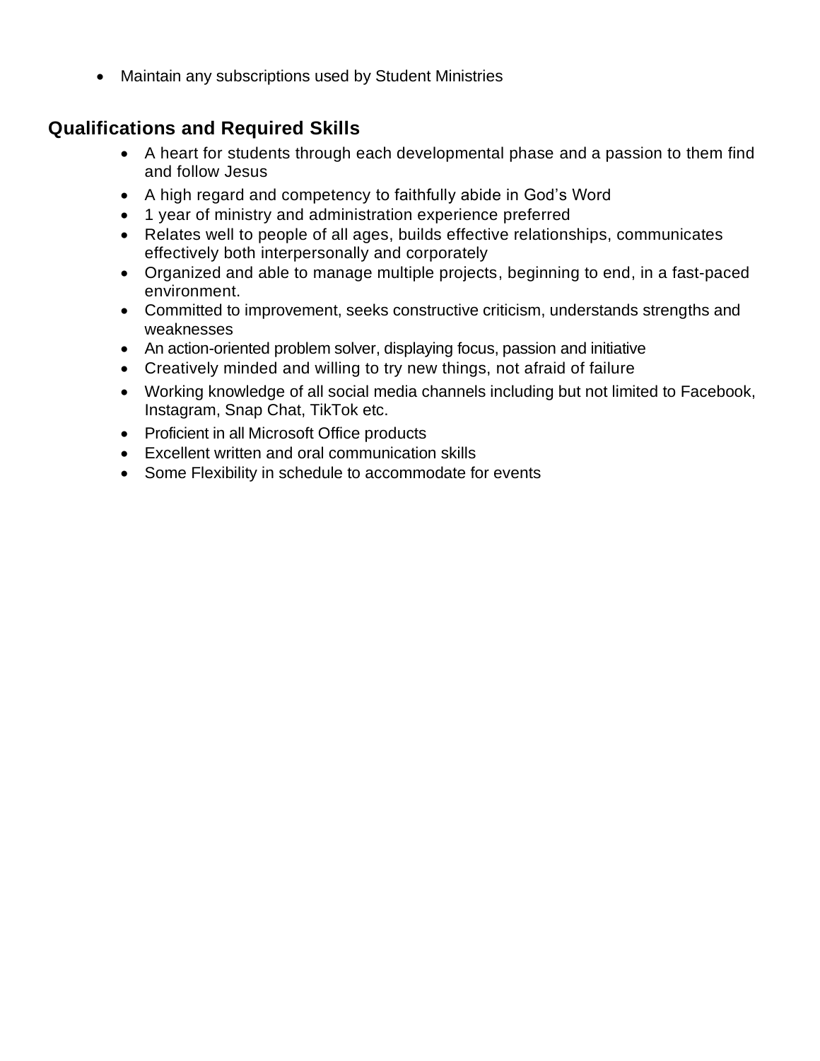- Maintain any subscriptions used by Student Ministries

## Qualifications and Required Skills

- A heart for students through each developmental phase and a passion to them find and follow Jesus
- A high regard and competency to faithfully abide in God's Word
- 1 year of ministry and administration experience preferred
- Relates well to people of all ages, builds effective relationships, communicates effectively both interpersonally and corporately
- Organized and able to manage multiple projects, beginning to end, in a fast-paced environment.
- Committed to improvement, seeks constructive criticism, understands strengths and weaknesses
- An action-oriented problem solver, displaying focus, passion and initiative
- Creatively minded and willing to try new things, not afraid of failure
- Working knowledge of all social media channels including but not limited to Facebook, Instagram, Snap Chat, TikTok etc.
- Proficient in all Microsoft Office products
- Excellent written and oral communication skills
- Some Flexibility in schedule to accommodate for events